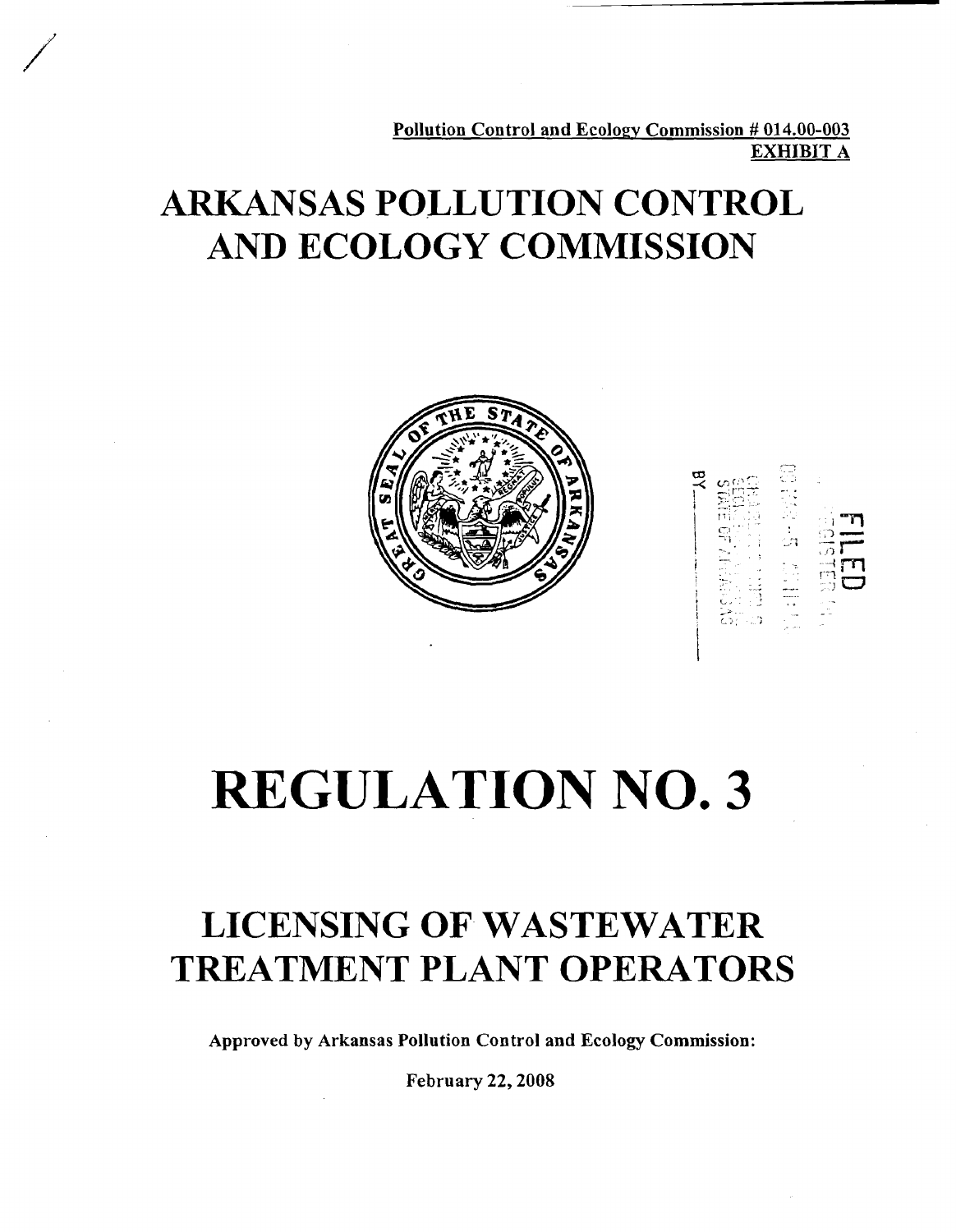Pollution Control and Ecology Commission # 014.00-003
**EXHIBIT A**

# ARKANSAS POLLUTION CONTROL AND ECOLOGY COMMISSION

# REGULATION NO. 3

## LICENSING OF WASTEWATER TREATMENT PLANT OPERATORS

**Approved by Arkansas Pollution Control and Ecology Commission:**

**February 22, 2008**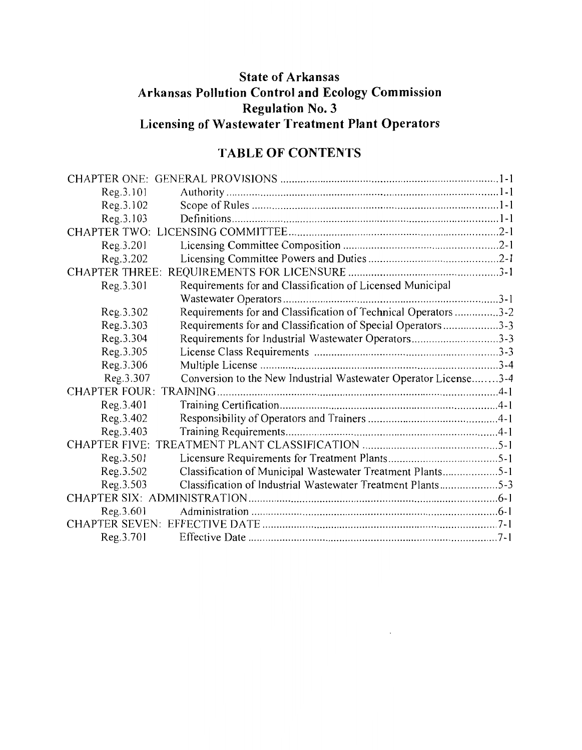# State of Arkansas
# Arkansas Pollution Control and Ecology Commission
# Regulation No. 3
# Licensing of Wastewater Treatment Plant Operators

## TABLE OF CONTENTS

| | | |
|---|---|---|
| CHAPTER ONE: GENERAL PROVISIONS | | 1-1 |
| Reg.3.101 | Authority | 1-1 |
| Reg.3.102 | Scope of Rules | 1-1 |
| Reg.3.103 | Definitions | 1-1 |
| CHAPTER TWO: LICENSING COMMITTEE | | 2-1 |
| Reg.3.201 | Licensing Committee Composition | 2-1 |
| Reg.3.202 | Licensing Committee Powers and Duties | 2-1 |
| CHAPTER THREE: REQUIREMENTS FOR LICENSURE | | 3-1 |
| Reg.3.301 | Requirements for and Classification of Licensed Municipal Wastewater Operators | 3-1 |
| Reg.3.302 | Requirements for and Classification of Technical Operators | 3-2 |
| Reg.3.303 | Requirements for and Classification of Special Operators | 3-3 |
| Reg.3.304 | Requirements for Industrial Wastewater Operators | 3-3 |
| Reg.3.305 | License Class Requirements | 3-3 |
| Reg.3.306 | Multiple License | 3-4 |
| Reg.3.307 | Conversion to the New Industrial Wastewater Operator License | 3-4 |
| CHAPTER FOUR: TRAINING | | 4-1 |
| Reg.3.401 | Training Certification | 4-1 |
| Reg.3.402 | Responsibility of Operators and Trainers | 4-1 |
| Reg.3.403 | Training Requirements | 4-1 |
| CHAPTER FIVE: TREATMENT PLANT CLASSIFICATION | | 5-1 |
| Reg.3.501 | Licensure Requirements for Treatment Plants | 5-1 |
| Reg.3.502 | Classification of Municipal Wastewater Treatment Plants | 5-1 |
| Reg.3.503 | Classification of Industrial Wastewater Treatment Plants | 5-3 |
| CHAPTER SIX: ADMINISTRATION | | 6-1 |
| Reg.3.601 | Administration | 6-1 |
| CHAPTER SEVEN: EFFECTIVE DATE | | 7-1 |
| Reg.3.701 | Effective Date | 7-1 |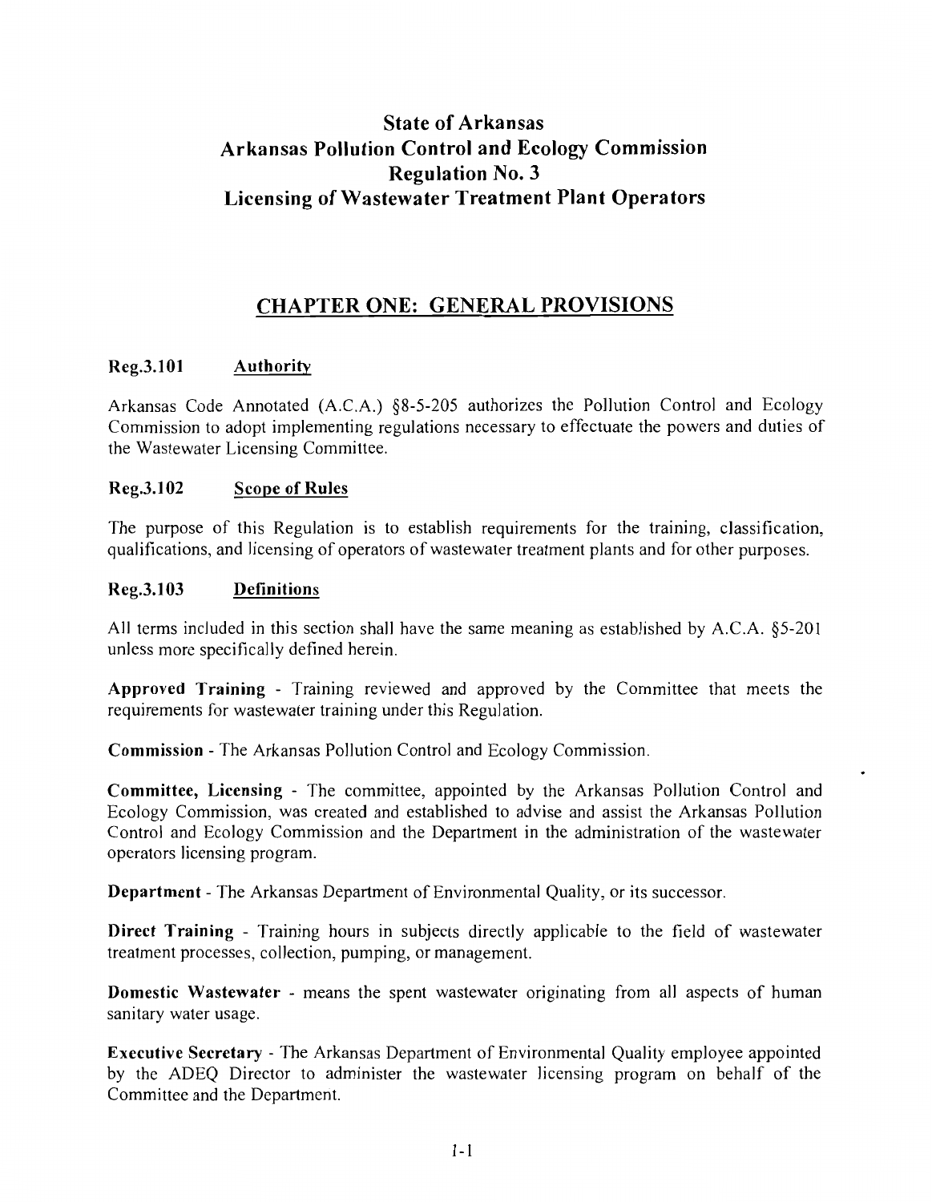# State of Arkansas
# Arkansas Pollution Control and Ecology Commission
# Regulation No. 3
# Licensing of Wastewater Treatment Plant Operators

## CHAPTER ONE: GENERAL PROVISIONS

### Reg.3.101 Authority

Arkansas Code Annotated (A.C.A.) §8-5-205 authorizes the Pollution Control and Ecology Commission to adopt implementing regulations necessary to effectuate the powers and duties of the Wastewater Licensing Committee.

### Reg.3.102 Scope of Rules

The purpose of this Regulation is to establish requirements for the training, classification, qualifications, and licensing of operators of wastewater treatment plants and for other purposes.

### Reg.3.103 Definitions

All terms included in this section shall have the same meaning as established by A.C.A. §5-201 unless more specifically defined herein.

**Approved Training** - Training reviewed and approved by the Committee that meets the requirements for wastewater training under this Regulation.

**Commission** - The Arkansas Pollution Control and Ecology Commission.

**Committee, Licensing** - The committee, appointed by the Arkansas Pollution Control and Ecology Commission, was created and established to advise and assist the Arkansas Pollution Control and Ecology Commission and the Department in the administration of the wastewater operators licensing program.

**Department** - The Arkansas Department of Environmental Quality, or its successor.

**Direct Training** - Training hours in subjects directly applicable to the field of wastewater treatment processes, collection, pumping, or management.

**Domestic Wastewater** - means the spent wastewater originating from all aspects of human sanitary water usage.

**Executive Secretary** - The Arkansas Department of Environmental Quality employee appointed by the ADEQ Director to administer the wastewater licensing program on behalf of the Committee and the Department.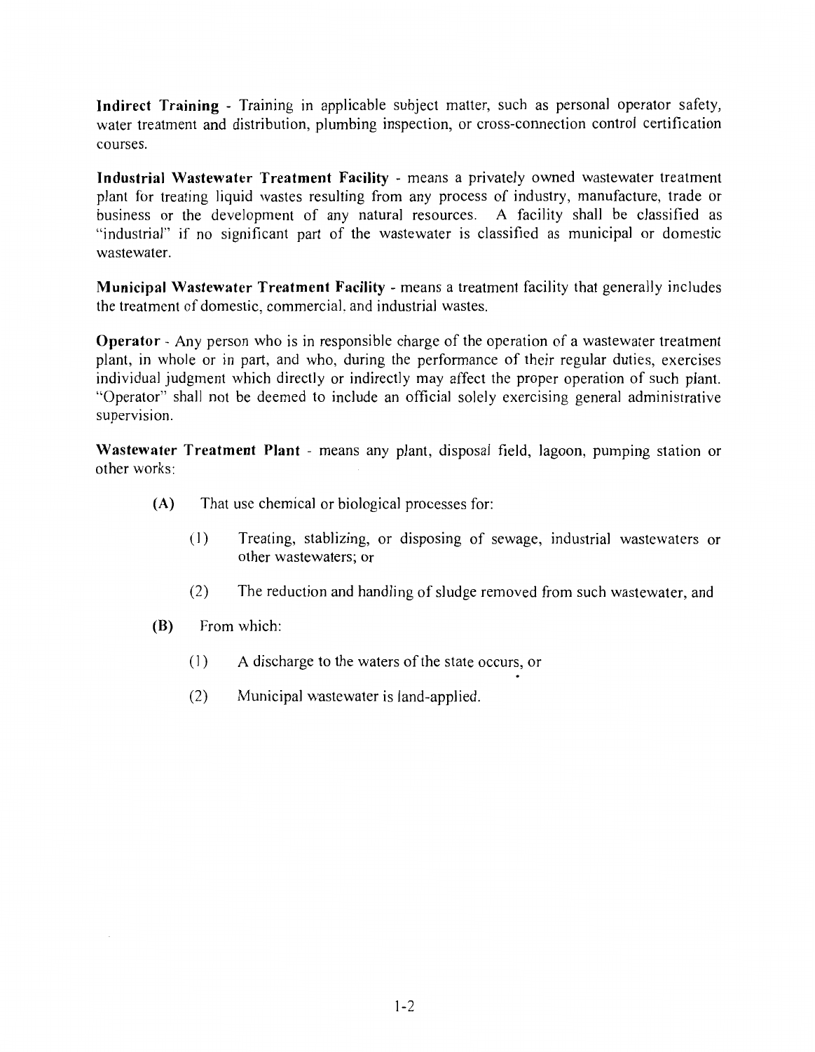**Indirect Training** - Training in applicable subject matter, such as personal operator safety, water treatment and distribution, plumbing inspection, or cross-connection control certification courses.

**Industrial Wastewater Treatment Facility** - means a privately owned wastewater treatment plant for treating liquid wastes resulting from any process of industry, manufacture, trade or business or the development of any natural resources. A facility shall be classified as "industrial" if no significant part of the wastewater is classified as municipal or domestic wastewater.

**Municipal Wastewater Treatment Facility** - means a treatment facility that generally includes the treatment of domestic, commercial, and industrial wastes.

**Operator** - Any person who is in responsible charge of the operation of a wastewater treatment plant, in whole or in part, and who, during the performance of their regular duties, exercises individual judgment which directly or indirectly may affect the proper operation of such plant. "Operator" shall not be deemed to include an official solely exercising general administrative supervision.

**Wastewater Treatment Plant** - means any plant, disposal field, lagoon, pumping station or other works:

- **(A)** That use chemical or biological processes for:
  - (1) Treating, stablizing, or disposing of sewage, industrial wastewaters or other wastewaters; or
  - (2) The reduction and handling of sludge removed from such wastewater, and
- **(B)** From which:
  - (1) A discharge to the waters of the state occurs, or
  - (2) Municipal wastewater is land-applied.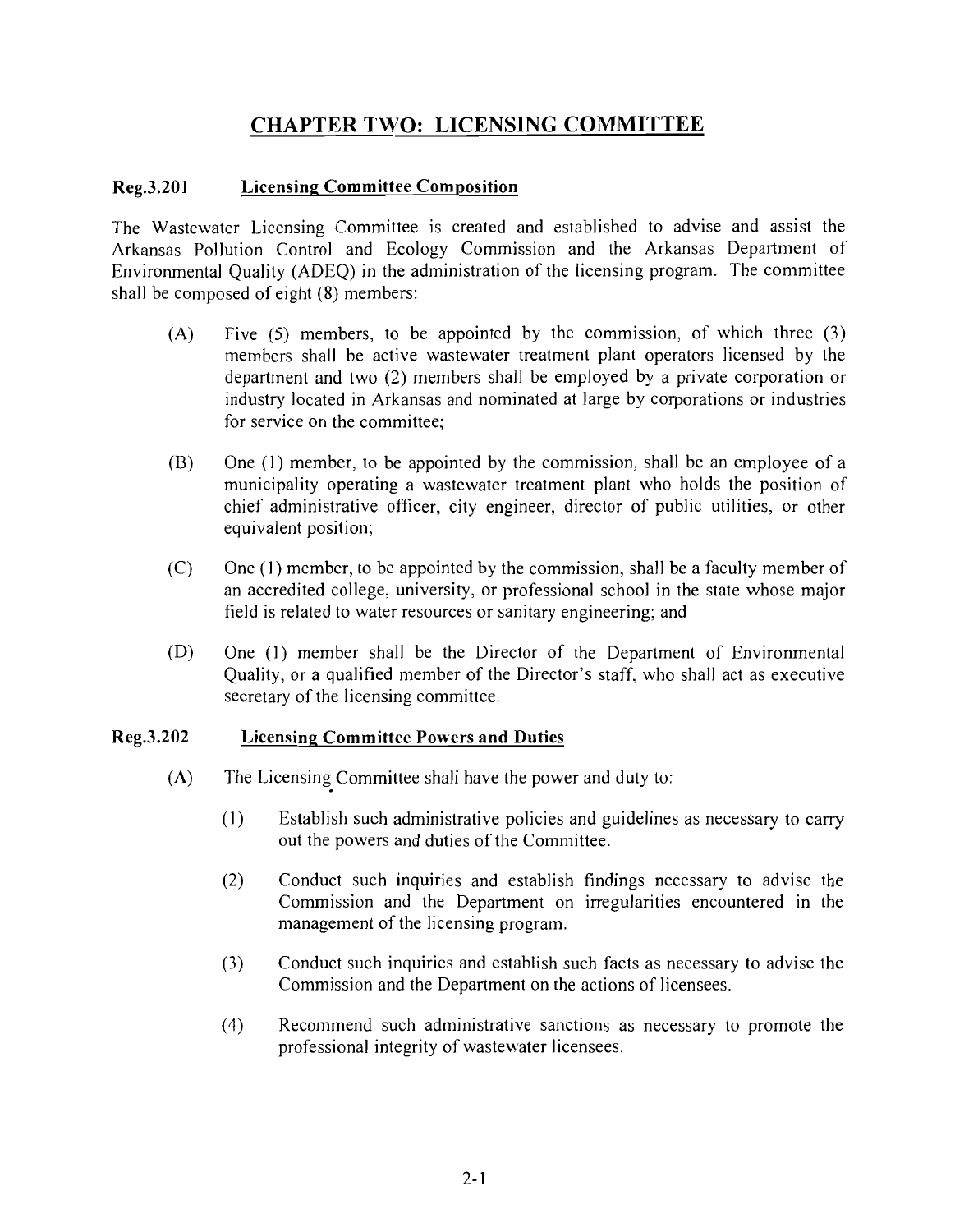# CHAPTER TWO: LICENSING COMMITTEE

## Reg.3.201 Licensing Committee Composition

The Wastewater Licensing Committee is created and established to advise and assist the Arkansas Pollution Control and Ecology Commission and the Arkansas Department of Environmental Quality (ADEQ) in the administration of the licensing program. The committee shall be composed of eight (8) members:

(A) Five (5) members, to be appointed by the commission, of which three (3) members shall be active wastewater treatment plant operators licensed by the department and two (2) members shall be employed by a private corporation or industry located in Arkansas and nominated at large by corporations or industries for service on the committee;

(B) One (1) member, to be appointed by the commission, shall be an employee of a municipality operating a wastewater treatment plant who holds the position of chief administrative officer, city engineer, director of public utilities, or other equivalent position;

(C) One (1) member, to be appointed by the commission, shall be a faculty member of an accredited college, university, or professional school in the state whose major field is related to water resources or sanitary engineering; and

(D) One (1) member shall be the Director of the Department of Environmental Quality, or a qualified member of the Director's staff, who shall act as executive secretary of the licensing committee.

## Reg.3.202 Licensing Committee Powers and Duties

(A) The Licensing Committee shall have the power and duty to:

(1) Establish such administrative policies and guidelines as necessary to carry out the powers and duties of the Committee.

(2) Conduct such inquiries and establish findings necessary to advise the Commission and the Department on irregularities encountered in the management of the licensing program.

(3) Conduct such inquiries and establish such facts as necessary to advise the Commission and the Department on the actions of licensees.

(4) Recommend such administrative sanctions as necessary to promote the professional integrity of wastewater licensees.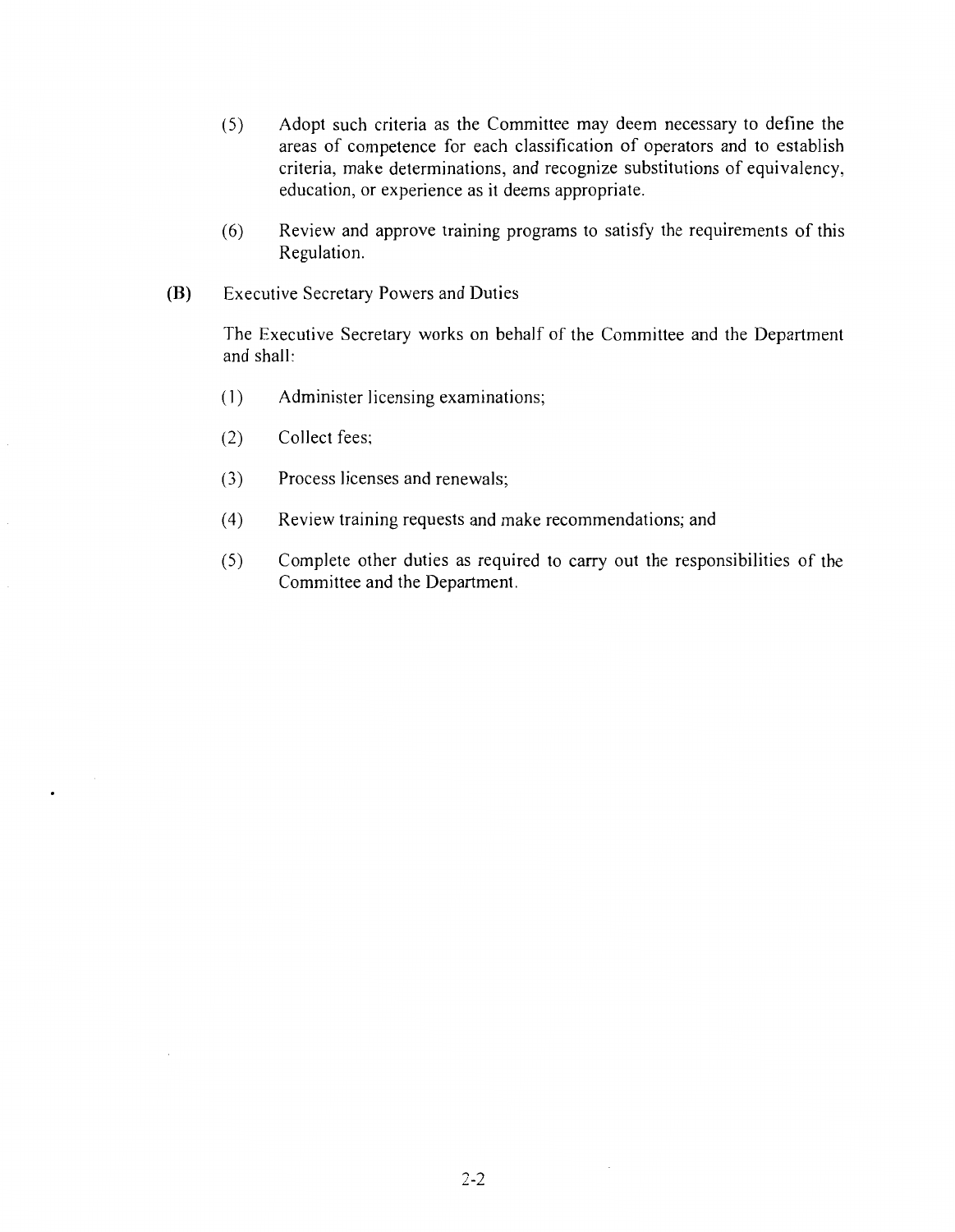(5) Adopt such criteria as the Committee may deem necessary to define the areas of competence for each classification of operators and to establish criteria, make determinations, and recognize substitutions of equivalency, education, or experience as it deems appropriate.

(6) Review and approve training programs to satisfy the requirements of this Regulation.

**(B)** Executive Secretary Powers and Duties

The Executive Secretary works on behalf of the Committee and the Department and shall:

(1) Administer licensing examinations;

(2) Collect fees;

(3) Process licenses and renewals;

(4) Review training requests and make recommendations; and

(5) Complete other duties as required to carry out the responsibilities of the Committee and the Department.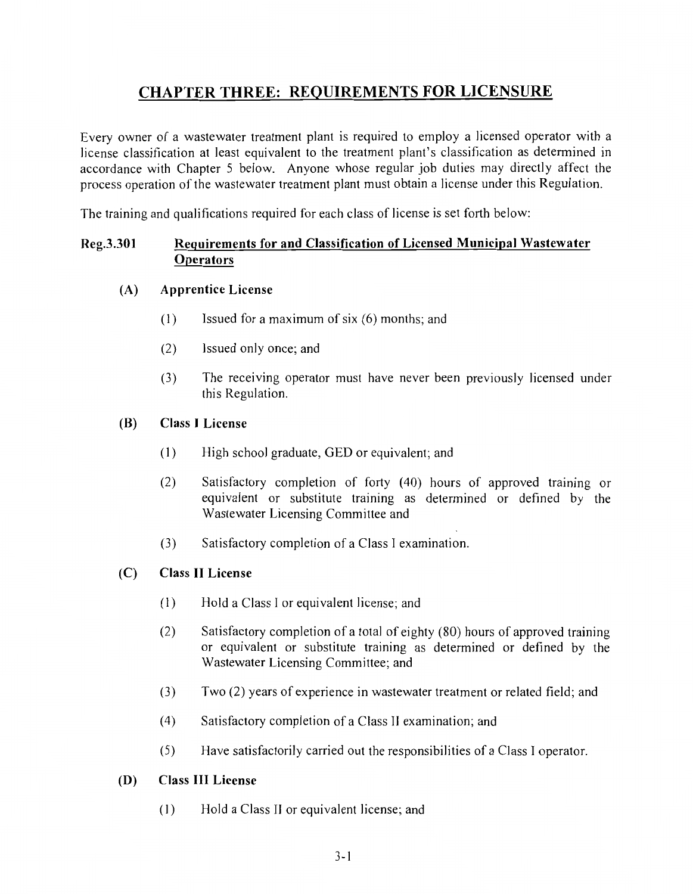# CHAPTER THREE: REQUIREMENTS FOR LICENSURE

Every owner of a wastewater treatment plant is required to employ a licensed operator with a license classification at least equivalent to the treatment plant's classification as determined in accordance with Chapter 5 below. Anyone whose regular job duties may directly affect the process operation of the wastewater treatment plant must obtain a license under this Regulation.

The training and qualifications required for each class of license is set forth below:

## Reg.3.301 Requirements for and Classification of Licensed Municipal Wastewater Operators

### (A) Apprentice License

(1) Issued for a maximum of six (6) months; and

(2) Issued only once; and

(3) The receiving operator must have never been previously licensed under this Regulation.

### (B) Class I License

(1) High school graduate, GED or equivalent; and

(2) Satisfactory completion of forty (40) hours of approved training or equivalent or substitute training as determined or defined by the Wastewater Licensing Committee and

(3) Satisfactory completion of a Class I examination.

### (C) Class II License

(1) Hold a Class I or equivalent license; and

(2) Satisfactory completion of a total of eighty (80) hours of approved training or equivalent or substitute training as determined or defined by the Wastewater Licensing Committee; and

(3) Two (2) years of experience in wastewater treatment or related field; and

(4) Satisfactory completion of a Class II examination; and

(5) Have satisfactorily carried out the responsibilities of a Class I operator.

### (D) Class III License

(1) Hold a Class II or equivalent license; and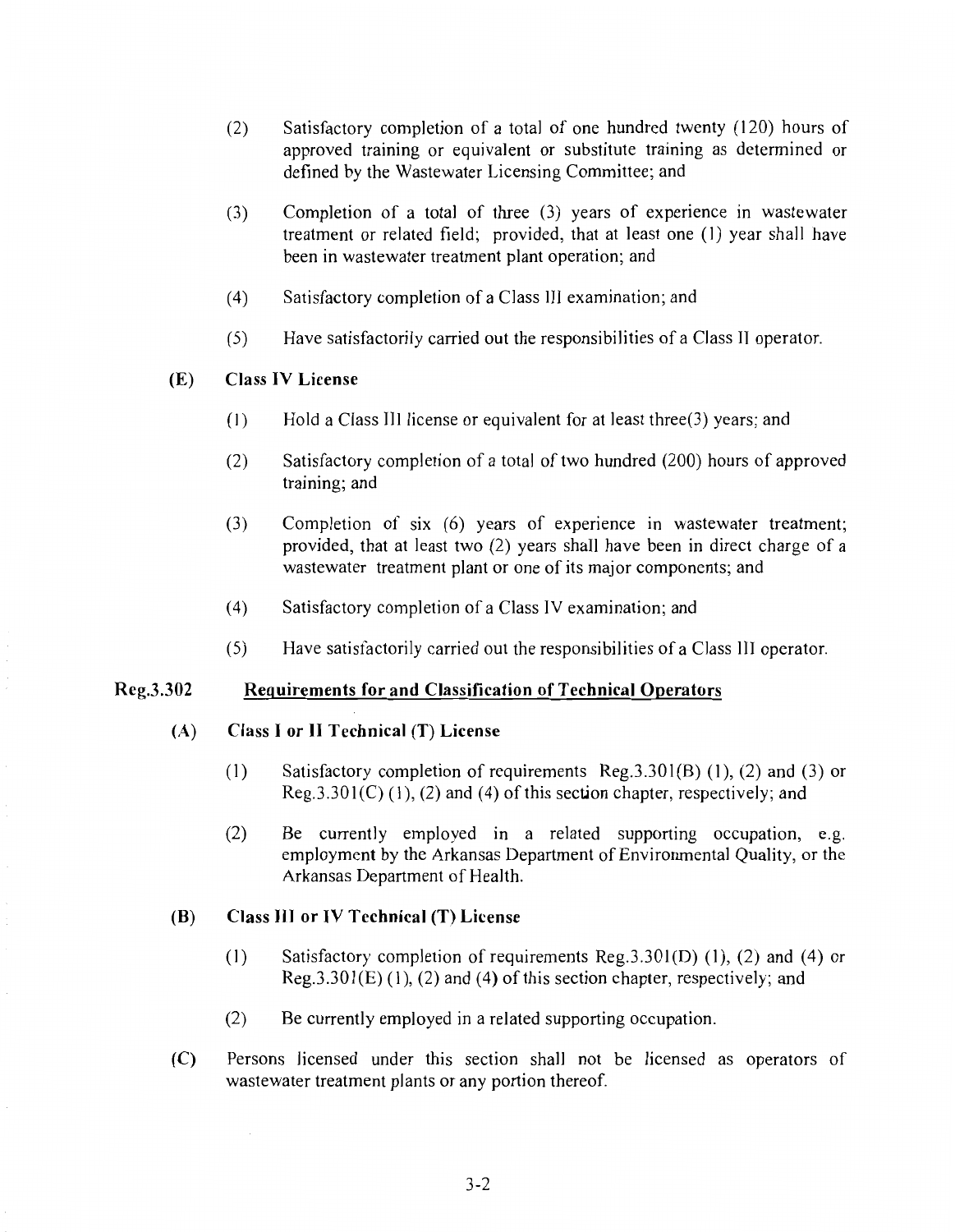(2) Satisfactory completion of a total of one hundred twenty (120) hours of approved training or equivalent or substitute training as determined or defined by the Wastewater Licensing Committee; and

(3) Completion of a total of three (3) years of experience in wastewater treatment or related field; provided, that at least one (1) year shall have been in wastewater treatment plant operation; and

(4) Satisfactory completion of a Class III examination; and

(5) Have satisfactorily carried out the responsibilities of a Class II operator.

**(E) Class IV License**

(1) Hold a Class III license or equivalent for at least three(3) years; and

(2) Satisfactory completion of a total of two hundred (200) hours of approved training; and

(3) Completion of six (6) years of experience in wastewater treatment; provided, that at least two (2) years shall have been in direct charge of a wastewater treatment plant or one of its major components; and

(4) Satisfactory completion of a Class IV examination; and

(5) Have satisfactorily carried out the responsibilities of a Class III operator.

## Reg.3.302 Requirements for and Classification of Technical Operators

**(A) Class I or II Technical (T) License**

(1) Satisfactory completion of requirements Reg.3.301(B) (1), (2) and (3) or Reg.3.301(C) (1), (2) and (4) of this section chapter, respectively; and

(2) Be currently employed in a related supporting occupation, e.g. employment by the Arkansas Department of Environmental Quality, or the Arkansas Department of Health.

**(B) Class III or IV Technical (T) License**

(1) Satisfactory completion of requirements Reg.3.301(D) (1), (2) and (4) or Reg.3.301(E) (1), (2) and (4) of this section chapter, respectively; and

(2) Be currently employed in a related supporting occupation.

**(C)** Persons licensed under this section shall not be licensed as operators of wastewater treatment plants or any portion thereof.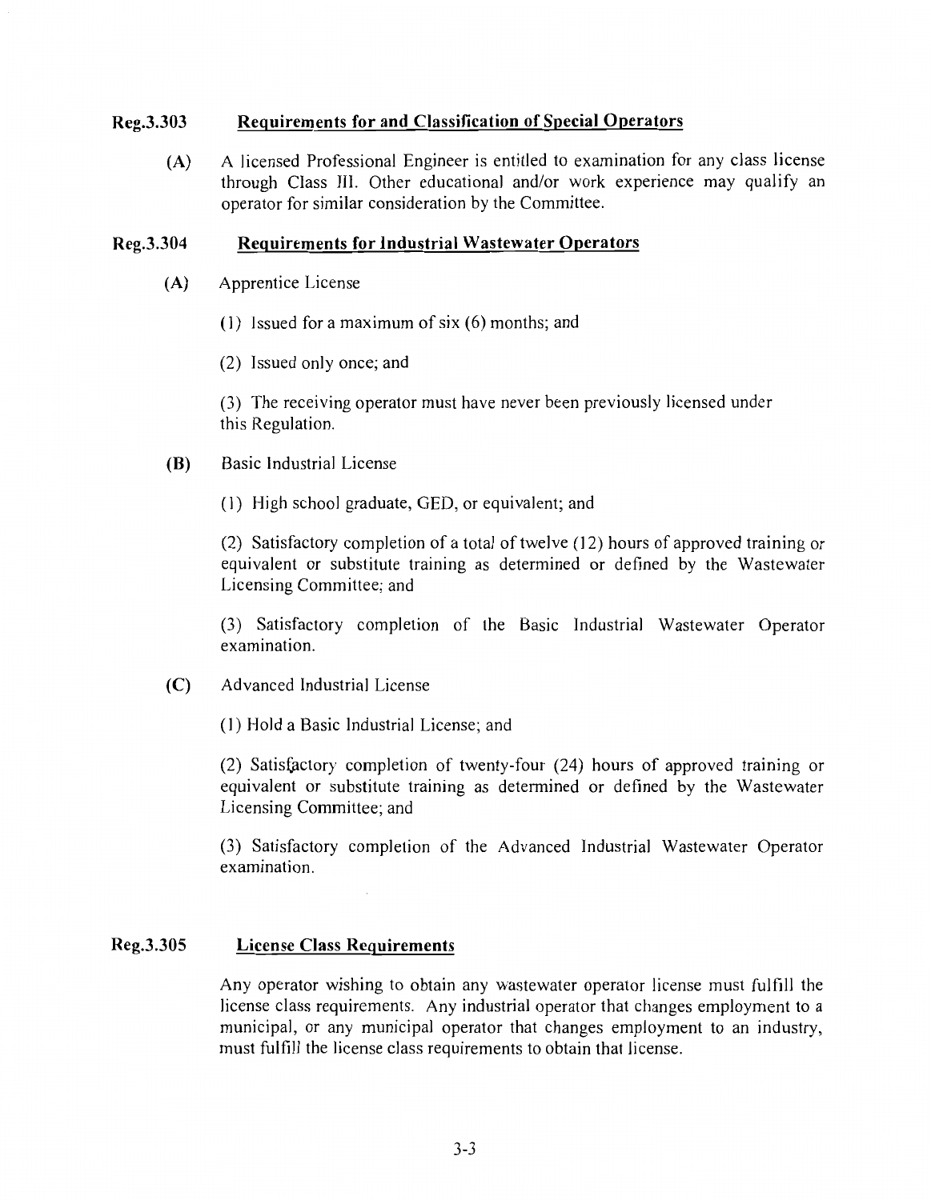## Reg.3.303 Requirements for and Classification of Special Operators

(A) A licensed Professional Engineer is entitled to examination for any class license through Class III. Other educational and/or work experience may qualify an operator for similar consideration by the Committee.

## Reg.3.304 Requirements for Industrial Wastewater Operators

(A) Apprentice License

(1) Issued for a maximum of six (6) months; and

(2) Issued only once; and

(3) The receiving operator must have never been previously licensed under this Regulation.

(B) Basic Industrial License

(1) High school graduate, GED, or equivalent; and

(2) Satisfactory completion of a total of twelve (12) hours of approved training or equivalent or substitute training as determined or defined by the Wastewater Licensing Committee; and

(3) Satisfactory completion of the Basic Industrial Wastewater Operator examination.

(C) Advanced Industrial License

(1) Hold a Basic Industrial License; and

(2) Satisfactory completion of twenty-four (24) hours of approved training or equivalent or substitute training as determined or defined by the Wastewater Licensing Committee; and

(3) Satisfactory completion of the Advanced Industrial Wastewater Operator examination.

## Reg.3.305 License Class Requirements

Any operator wishing to obtain any wastewater operator license must fulfill the license class requirements. Any industrial operator that changes employment to a municipal, or any municipal operator that changes employment to an industry, must fulfill the license class requirements to obtain that license.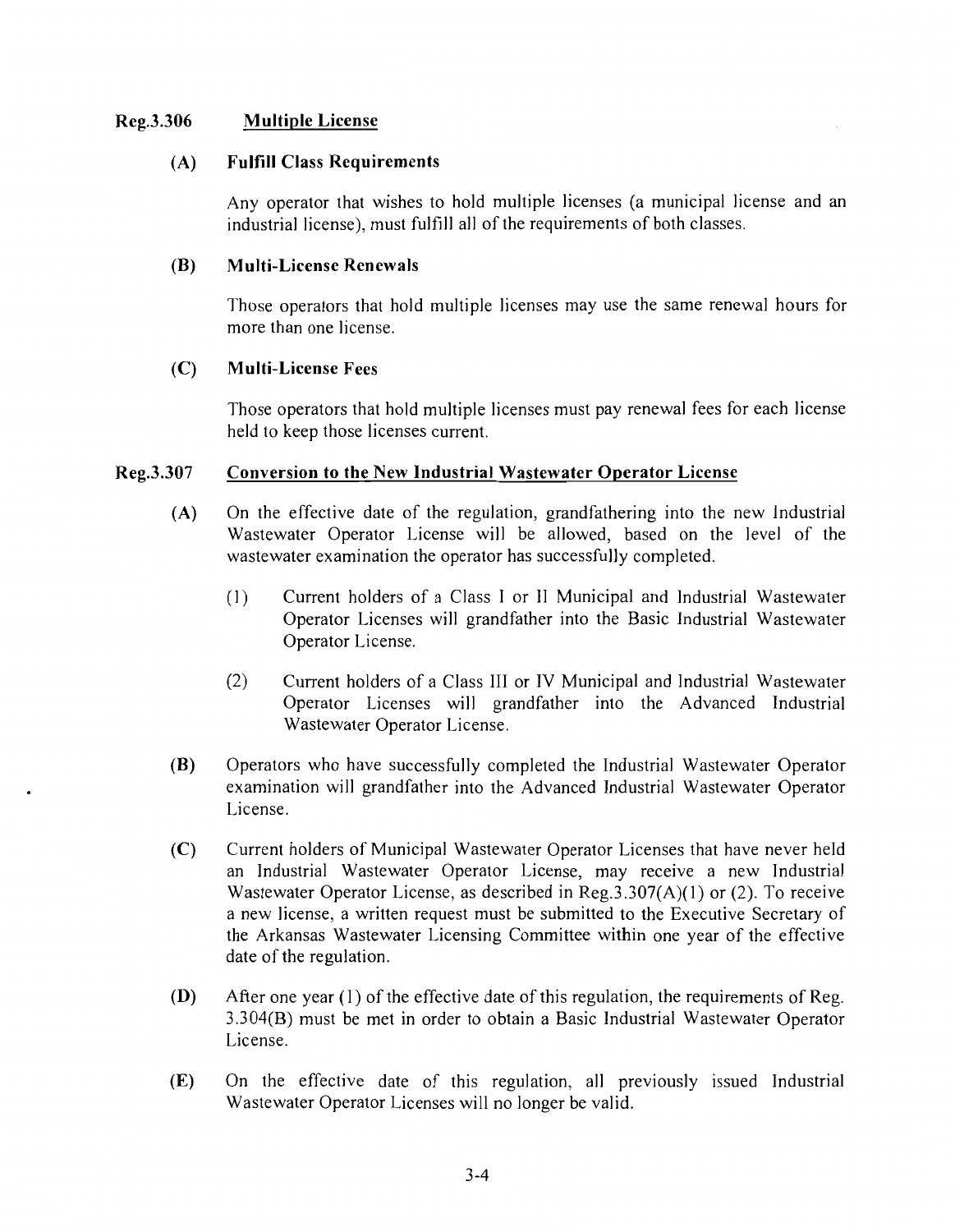## Reg.3.306 Multiple License

### (A) Fulfill Class Requirements

Any operator that wishes to hold multiple licenses (a municipal license and an industrial license), must fulfill all of the requirements of both classes.

### (B) Multi-License Renewals

Those operators that hold multiple licenses may use the same renewal hours for more than one license.

### (C) Multi-License Fees

Those operators that hold multiple licenses must pay renewal fees for each license held to keep those licenses current.

## Reg.3.307 Conversion to the New Industrial Wastewater Operator License

**(A)** On the effective date of the regulation, grandfathering into the new Industrial Wastewater Operator License will be allowed, based on the level of the wastewater examination the operator has successfully completed.

(1) Current holders of a Class I or II Municipal and Industrial Wastewater Operator Licenses will grandfather into the Basic Industrial Wastewater Operator License.

(2) Current holders of a Class III or IV Municipal and Industrial Wastewater Operator Licenses will grandfather into the Advanced Industrial Wastewater Operator License.

**(B)** Operators who have successfully completed the Industrial Wastewater Operator examination will grandfather into the Advanced Industrial Wastewater Operator License.

**(C)** Current holders of Municipal Wastewater Operator Licenses that have never held an Industrial Wastewater Operator License, may receive a new Industrial Wastewater Operator License, as described in Reg.3.307(A)(1) or (2). To receive a new license, a written request must be submitted to the Executive Secretary of the Arkansas Wastewater Licensing Committee within one year of the effective date of the regulation.

**(D)** After one year (1) of the effective date of this regulation, the requirements of Reg. 3.304(B) must be met in order to obtain a Basic Industrial Wastewater Operator License.

**(E)** On the effective date of this regulation, all previously issued Industrial Wastewater Operator Licenses will no longer be valid.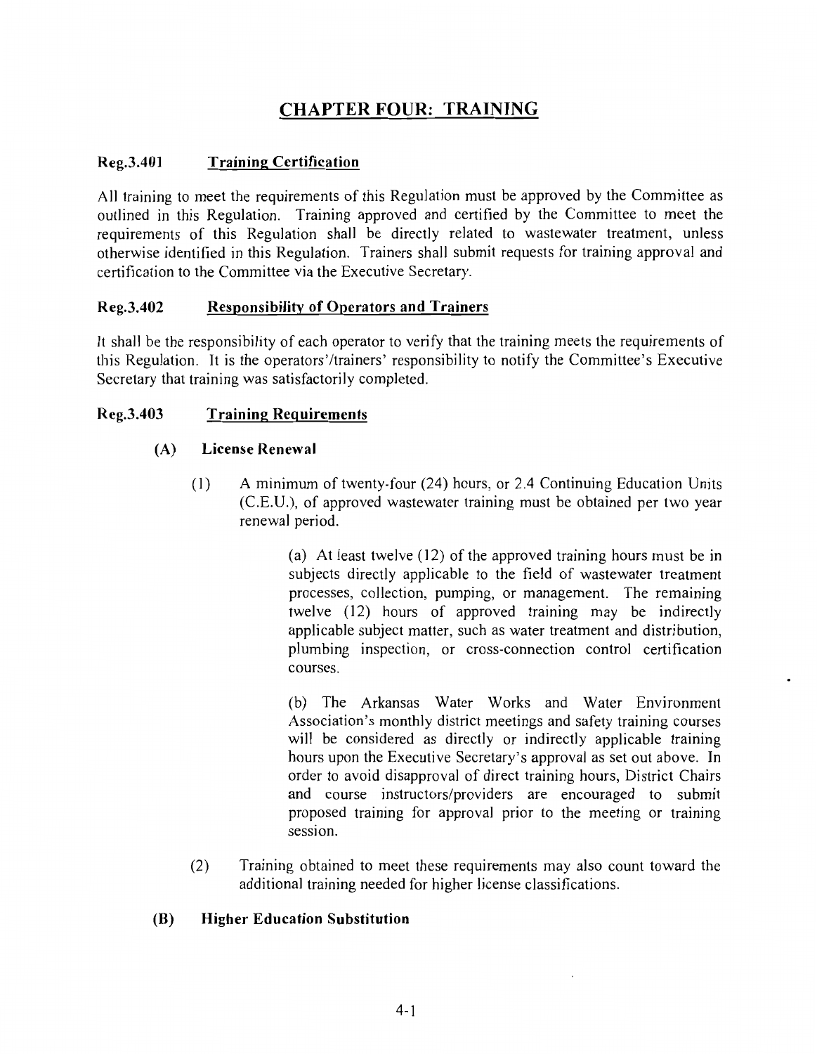# CHAPTER FOUR: TRAINING

## Reg.3.401 Training Certification

All training to meet the requirements of this Regulation must be approved by the Committee as outlined in this Regulation. Training approved and certified by the Committee to meet the requirements of this Regulation shall be directly related to wastewater treatment, unless otherwise identified in this Regulation. Trainers shall submit requests for training approval and certification to the Committee via the Executive Secretary.

## Reg.3.402 Responsibility of Operators and Trainers

It shall be the responsibility of each operator to verify that the training meets the requirements of this Regulation. It is the operators'/trainers' responsibility to notify the Committee's Executive Secretary that training was satisfactorily completed.

## Reg.3.403 Training Requirements

### (A) License Renewal

(1) A minimum of twenty-four (24) hours, or 2.4 Continuing Education Units (C.E.U.), of approved wastewater training must be obtained per two year renewal period.

(a) At least twelve (12) of the approved training hours must be in subjects directly applicable to the field of wastewater treatment processes, collection, pumping, or management. The remaining twelve (12) hours of approved training may be indirectly applicable subject matter, such as water treatment and distribution, plumbing inspection, or cross-connection control certification courses.

(b) The Arkansas Water Works and Water Environment Association's monthly district meetings and safety training courses will be considered as directly or indirectly applicable training hours upon the Executive Secretary's approval as set out above. In order to avoid disapproval of direct training hours, District Chairs and course instructors/providers are encouraged to submit proposed training for approval prior to the meeting or training session.

(2) Training obtained to meet these requirements may also count toward the additional training needed for higher license classifications.

### (B) Higher Education Substitution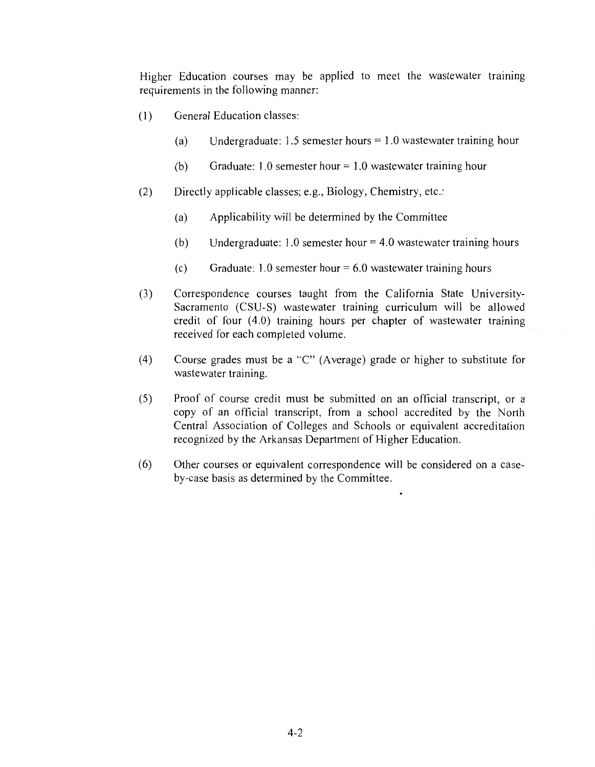Higher Education courses may be applied to meet the wastewater training requirements in the following manner:

(1) General Education classes:

 (a) Undergraduate: 1.5 semester hours = 1.0 wastewater training hour

 (b) Graduate: 1.0 semester hour = 1.0 wastewater training hour

(2) Directly applicable classes; e.g., Biology, Chemistry, etc.:

 (a) Applicability will be determined by the Committee

 (b) Undergraduate: 1.0 semester hour = 4.0 wastewater training hours

 (c) Graduate: 1.0 semester hour = 6.0 wastewater training hours

(3) Correspondence courses taught from the California State University-Sacramento (CSU-S) wastewater training curriculum will be allowed credit of four (4.0) training hours per chapter of wastewater training received for each completed volume.

(4) Course grades must be a "C" (Average) grade or higher to substitute for wastewater training.

(5) Proof of course credit must be submitted on an official transcript, or a copy of an official transcript, from a school accredited by the North Central Association of Colleges and Schools or equivalent accreditation recognized by the Arkansas Department of Higher Education.

(6) Other courses or equivalent correspondence will be considered on a case-by-case basis as determined by the Committee.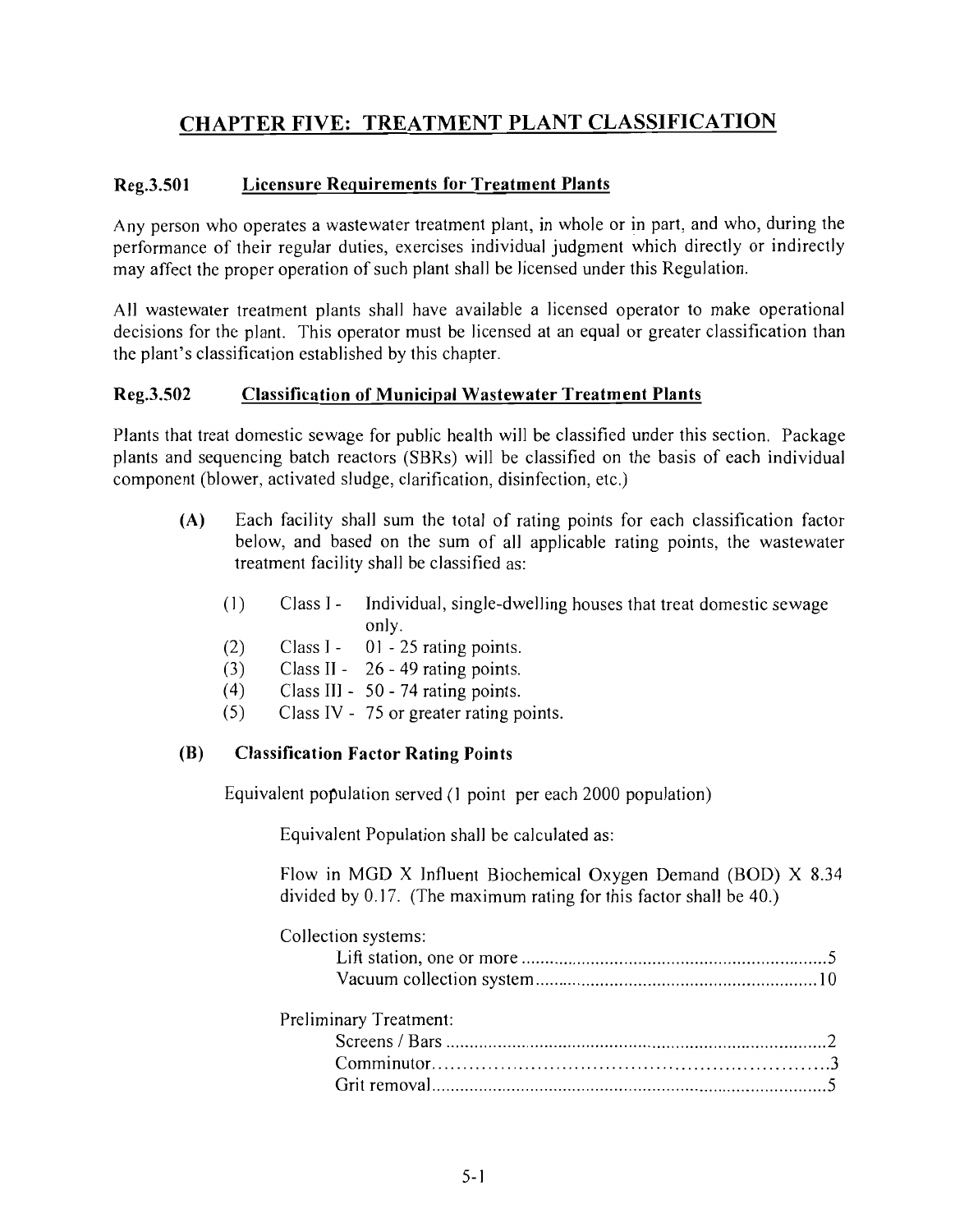# CHAPTER FIVE: TREATMENT PLANT CLASSIFICATION

## Reg.3.501 Licensure Requirements for Treatment Plants

Any person who operates a wastewater treatment plant, in whole or in part, and who, during the performance of their regular duties, exercises individual judgment which directly or indirectly may affect the proper operation of such plant shall be licensed under this Regulation.

All wastewater treatment plants shall have available a licensed operator to make operational decisions for the plant. This operator must be licensed at an equal or greater classification than the plant's classification established by this chapter.

## Reg.3.502 Classification of Municipal Wastewater Treatment Plants

Plants that treat domestic sewage for public health will be classified under this section. Package plants and sequencing batch reactors (SBRs) will be classified on the basis of each individual component (blower, activated sludge, clarification, disinfection, etc.)

**(A)** Each facility shall sum the total of rating points for each classification factor below, and based on the sum of all applicable rating points, the wastewater treatment facility shall be classified as:

(1) Class I - Individual, single-dwelling houses that treat domestic sewage only.
(2) Class I - 01 - 25 rating points.
(3) Class II - 26 - 49 rating points.
(4) Class III - 50 - 74 rating points.
(5) Class IV - 75 or greater rating points.

**(B) Classification Factor Rating Points**

Equivalent population served (1 point per each 2000 population)

Equivalent Population shall be calculated as:

Flow in MGD X Influent Biochemical Oxygen Demand (BOD) X 8.34 divided by 0.17. (The maximum rating for this factor shall be 40.)

Collection systems:
- Lift station, one or more ............ 5
- Vacuum collection system ............ 10

Preliminary Treatment:
- Screens / Bars ............ 2
- Comminutor ............ 3
- Grit removal ............ 5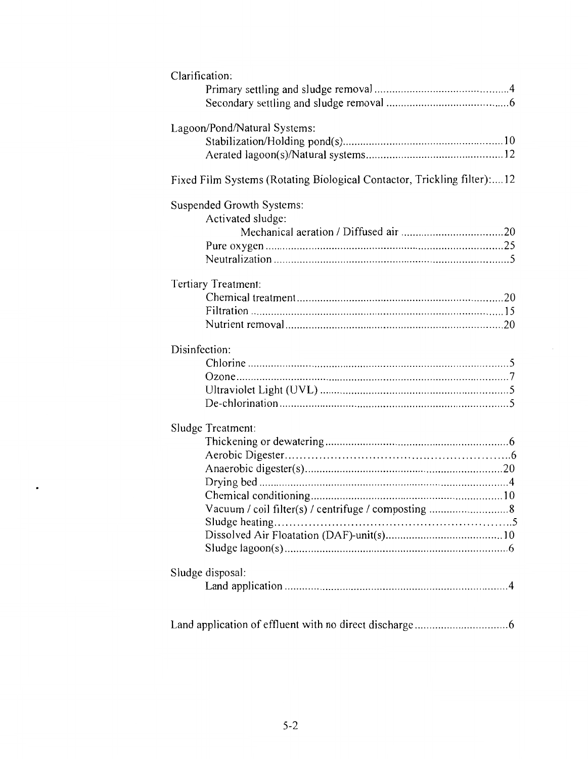Clarification:

- Primary settling and sludge removal ........................................... 4
- Secondary settling and sludge removal ........................................... 6

Lagoon/Pond/Natural Systems:

- Stabilization/Holding pond(s) ........................................... 10
- Aerated lagoon(s)/Natural systems ........................................... 12

Fixed Film Systems (Rotating Biological Contactor, Trickling filter):.... 12

Suspended Growth Systems:

- Activated sludge:
  - Mechanical aeration / Diffused air ........................................... 20
- Pure oxygen ........................................... 25
- Neutralization ........................................... 5

Tertiary Treatment:

- Chemical treatment ........................................... 20
- Filtration ........................................... 15
- Nutrient removal ........................................... 20

Disinfection:

- Chlorine ........................................... 5
- Ozone ........................................... 7
- Ultraviolet Light (UVL) ........................................... 5
- De-chlorination ........................................... 5

Sludge Treatment:

- Thickening or dewatering ........................................... 6
- Aerobic Digester ........................................... 6
- Anaerobic digester(s) ........................................... 20
- Drying bed ........................................... 4
- Chemical conditioning ........................................... 10
- Vacuum / coil filter(s) / centrifuge / composting ........................................... 8
- Sludge heating ........................................... 5
- Dissolved Air Floatation (DAF)-unit(s) ........................................... 10
- Sludge lagoon(s) ........................................... 6

Sludge disposal:

- Land application ........................................... 4

Land application of effluent with no direct discharge ........................................... 6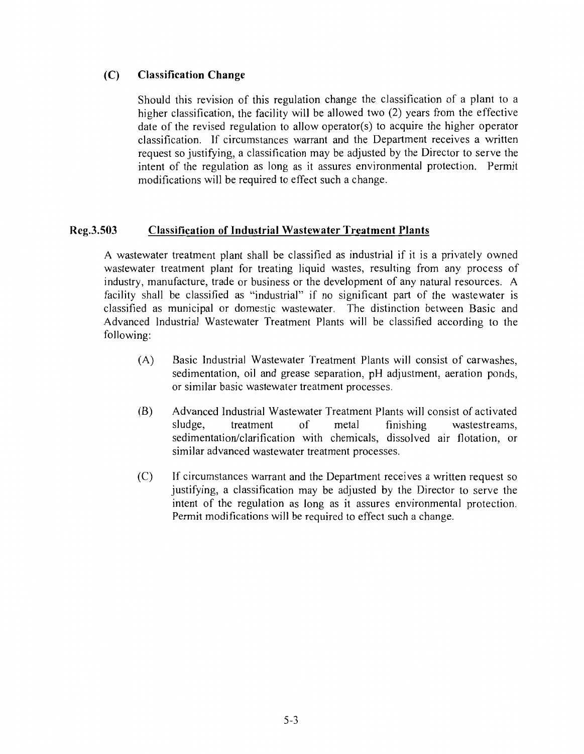### (C) Classification Change

Should this revision of this regulation change the classification of a plant to a higher classification, the facility will be allowed two (2) years from the effective date of the revised regulation to allow operator(s) to acquire the higher operator classification. If circumstances warrant and the Department receives a written request so justifying, a classification may be adjusted by the Director to serve the intent of the regulation as long as it assures environmental protection. Permit modifications will be required to effect such a change.

## Reg.3.503 Classification of Industrial Wastewater Treatment Plants

A wastewater treatment plant shall be classified as industrial if it is a privately owned wastewater treatment plant for treating liquid wastes, resulting from any process of industry, manufacture, trade or business or the development of any natural resources. A facility shall be classified as "industrial" if no significant part of the wastewater is classified as municipal or domestic wastewater. The distinction between Basic and Advanced Industrial Wastewater Treatment Plants will be classified according to the following:

(A) Basic Industrial Wastewater Treatment Plants will consist of carwashes, sedimentation, oil and grease separation, pH adjustment, aeration ponds, or similar basic wastewater treatment processes.

(B) Advanced Industrial Wastewater Treatment Plants will consist of activated sludge, treatment of metal finishing wastestreams, sedimentation/clarification with chemicals, dissolved air flotation, or similar advanced wastewater treatment processes.

(C) If circumstances warrant and the Department receives a written request so justifying, a classification may be adjusted by the Director to serve the intent of the regulation as long as it assures environmental protection. Permit modifications will be required to effect such a change.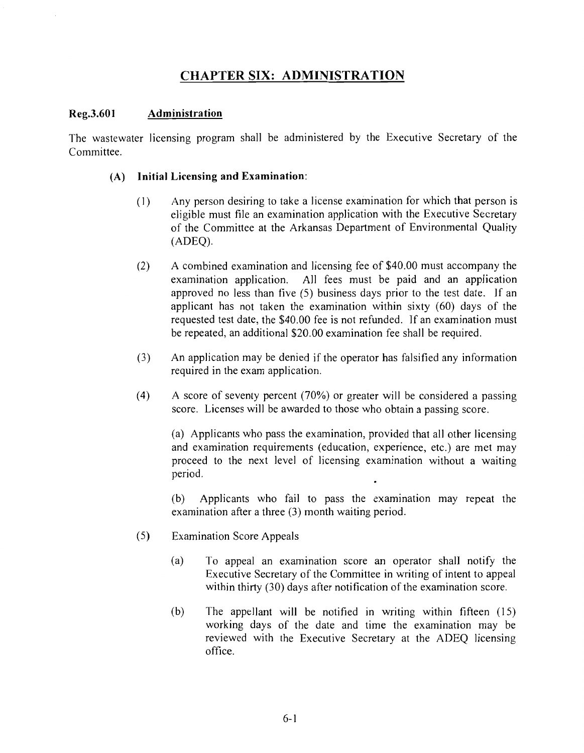# CHAPTER SIX: ADMINISTRATION

**Reg.3.601 Administration**

The wastewater licensing program shall be administered by the Executive Secretary of the Committee.

**(A) Initial Licensing and Examination:**

(1) Any person desiring to take a license examination for which that person is eligible must file an examination application with the Executive Secretary of the Committee at the Arkansas Department of Environmental Quality (ADEQ).

(2) A combined examination and licensing fee of $40.00 must accompany the examination application. All fees must be paid and an application approved no less than five (5) business days prior to the test date. If an applicant has not taken the examination within sixty (60) days of the requested test date, the $40.00 fee is not refunded. If an examination must be repeated, an additional $20.00 examination fee shall be required.

(3) An application may be denied if the operator has falsified any information required in the exam application.

(4) A score of seventy percent (70%) or greater will be considered a passing score. Licenses will be awarded to those who obtain a passing score.

(a) Applicants who pass the examination, provided that all other licensing and examination requirements (education, experience, etc.) are met may proceed to the next level of licensing examination without a waiting period.

(b) Applicants who fail to pass the examination may repeat the examination after a three (3) month waiting period.

(5) Examination Score Appeals

(a) To appeal an examination score an operator shall notify the Executive Secretary of the Committee in writing of intent to appeal within thirty (30) days after notification of the examination score.

(b) The appellant will be notified in writing within fifteen (15) working days of the date and time the examination may be reviewed with the Executive Secretary at the ADEQ licensing office.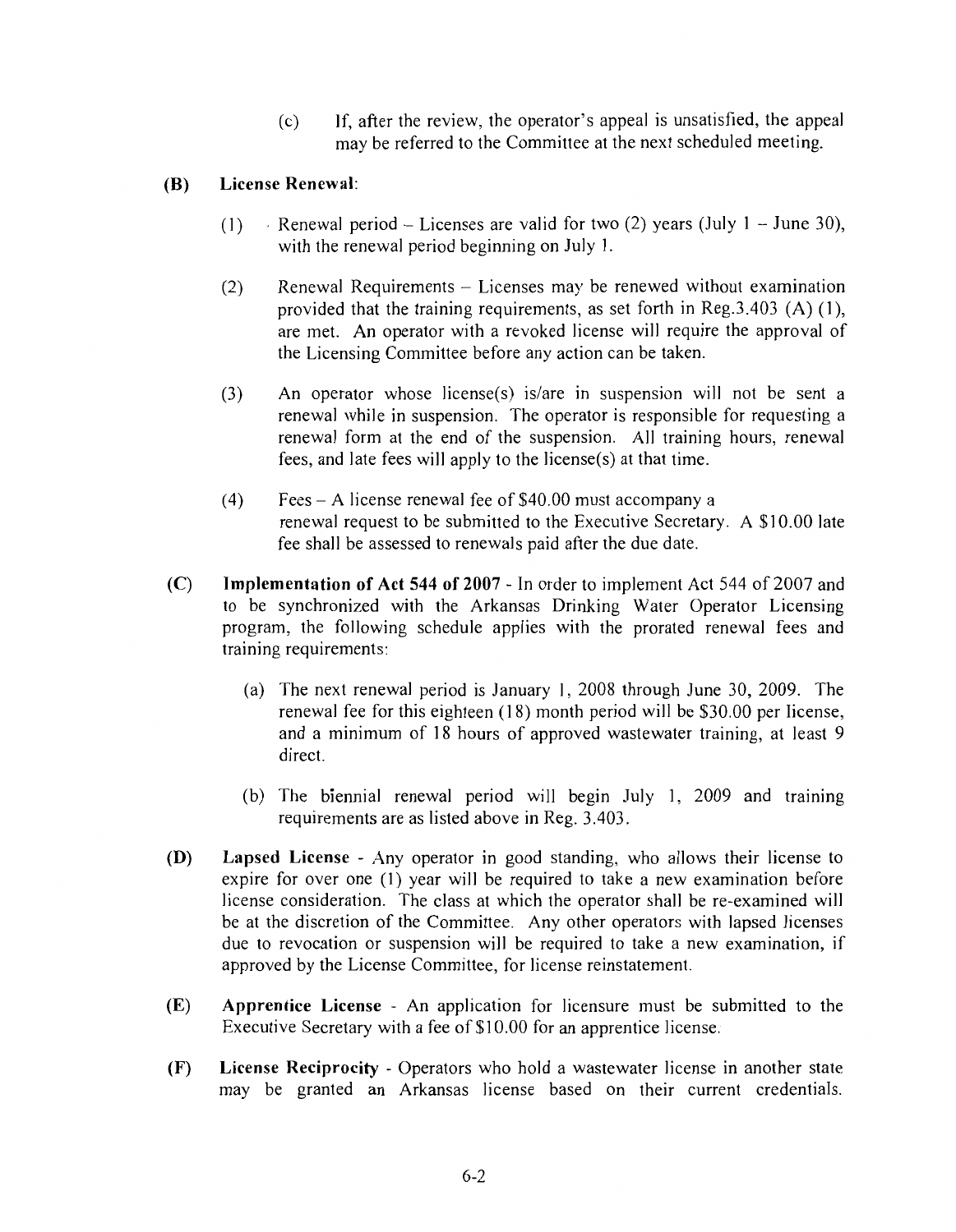(c) If, after the review, the operator's appeal is unsatisfied, the appeal may be referred to the Committee at the next scheduled meeting.

**(B) License Renewal**:

(1) Renewal period – Licenses are valid for two (2) years (July 1 – June 30), with the renewal period beginning on July 1.

(2) Renewal Requirements – Licenses may be renewed without examination provided that the training requirements, as set forth in Reg.3.403 (A) (1), are met. An operator with a revoked license will require the approval of the Licensing Committee before any action can be taken.

(3) An operator whose license(s) is/are in suspension will not be sent a renewal while in suspension. The operator is responsible for requesting a renewal form at the end of the suspension. All training hours, renewal fees, and late fees will apply to the license(s) at that time.

(4) Fees – A license renewal fee of $40.00 must accompany a renewal request to be submitted to the Executive Secretary. A $10.00 late fee shall be assessed to renewals paid after the due date.

**(C) Implementation of Act 544 of 2007** - In order to implement Act 544 of 2007 and to be synchronized with the Arkansas Drinking Water Operator Licensing program, the following schedule applies with the prorated renewal fees and training requirements:

(a) The next renewal period is January 1, 2008 through June 30, 2009. The renewal fee for this eighteen (18) month period will be $30.00 per license, and a minimum of 18 hours of approved wastewater training, at least 9 direct.

(b) The biennial renewal period will begin July 1, 2009 and training requirements are as listed above in Reg. 3.403.

**(D) Lapsed License** - Any operator in good standing, who allows their license to expire for over one (1) year will be required to take a new examination before license consideration. The class at which the operator shall be re-examined will be at the discretion of the Committee. Any other operators with lapsed licenses due to revocation or suspension will be required to take a new examination, if approved by the License Committee, for license reinstatement.

**(E) Apprentice License** - An application for licensure must be submitted to the Executive Secretary with a fee of $10.00 for an apprentice license.

**(F) License Reciprocity** - Operators who hold a wastewater license in another state may be granted an Arkansas license based on their current credentials.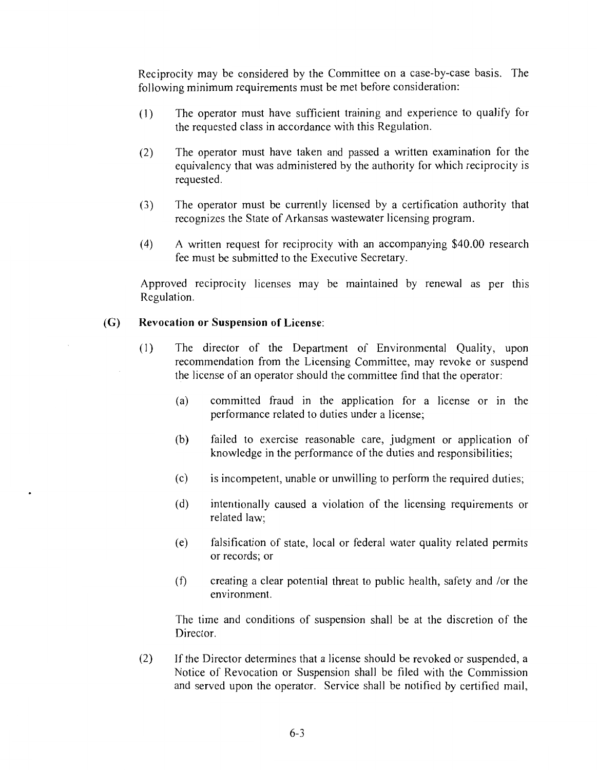Reciprocity may be considered by the Committee on a case-by-case basis. The following minimum requirements must be met before consideration:

(1) The operator must have sufficient training and experience to qualify for the requested class in accordance with this Regulation.

(2) The operator must have taken and passed a written examination for the equivalency that was administered by the authority for which reciprocity is requested.

(3) The operator must be currently licensed by a certification authority that recognizes the State of Arkansas wastewater licensing program.

(4) A written request for reciprocity with an accompanying $40.00 research fee must be submitted to the Executive Secretary.

Approved reciprocity licenses may be maintained by renewal as per this Regulation.

**(G) Revocation or Suspension of License:**

(1) The director of the Department of Environmental Quality, upon recommendation from the Licensing Committee, may revoke or suspend the license of an operator should the committee find that the operator:

(a) committed fraud in the application for a license or in the performance related to duties under a license;

(b) failed to exercise reasonable care, judgment or application of knowledge in the performance of the duties and responsibilities;

(c) is incompetent, unable or unwilling to perform the required duties;

(d) intentionally caused a violation of the licensing requirements or related law;

(e) falsification of state, local or federal water quality related permits or records; or

(f) creating a clear potential threat to public health, safety and /or the environment.

The time and conditions of suspension shall be at the discretion of the Director.

(2) If the Director determines that a license should be revoked or suspended, a Notice of Revocation or Suspension shall be filed with the Commission and served upon the operator. Service shall be notified by certified mail,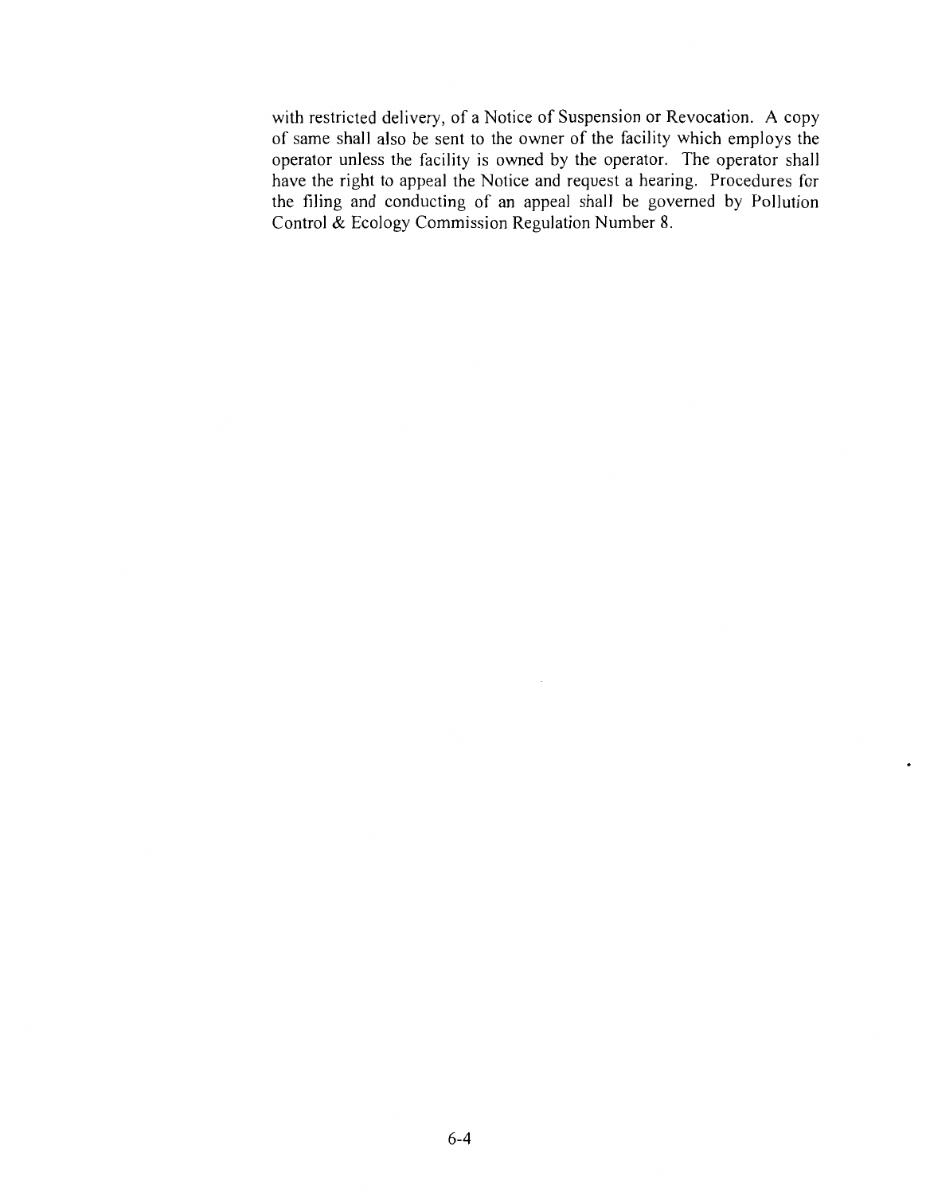with restricted delivery, of a Notice of Suspension or Revocation. A copy of same shall also be sent to the owner of the facility which employs the operator unless the facility is owned by the operator. The operator shall have the right to appeal the Notice and request a hearing. Procedures for the filing and conducting of an appeal shall be governed by Pollution Control & Ecology Commission Regulation Number 8.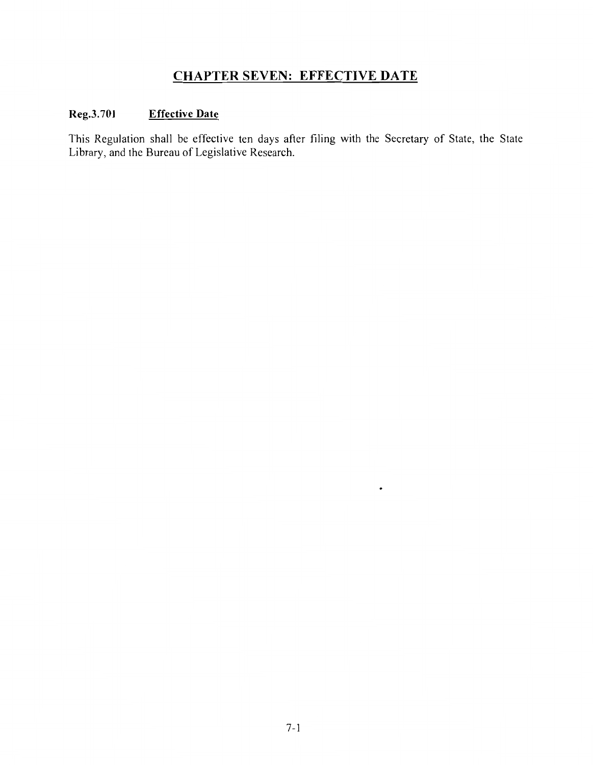# CHAPTER SEVEN: EFFECTIVE DATE

**Reg.3.701** **Effective Date**

This Regulation shall be effective ten days after filing with the Secretary of State, the State Library, and the Bureau of Legislative Research.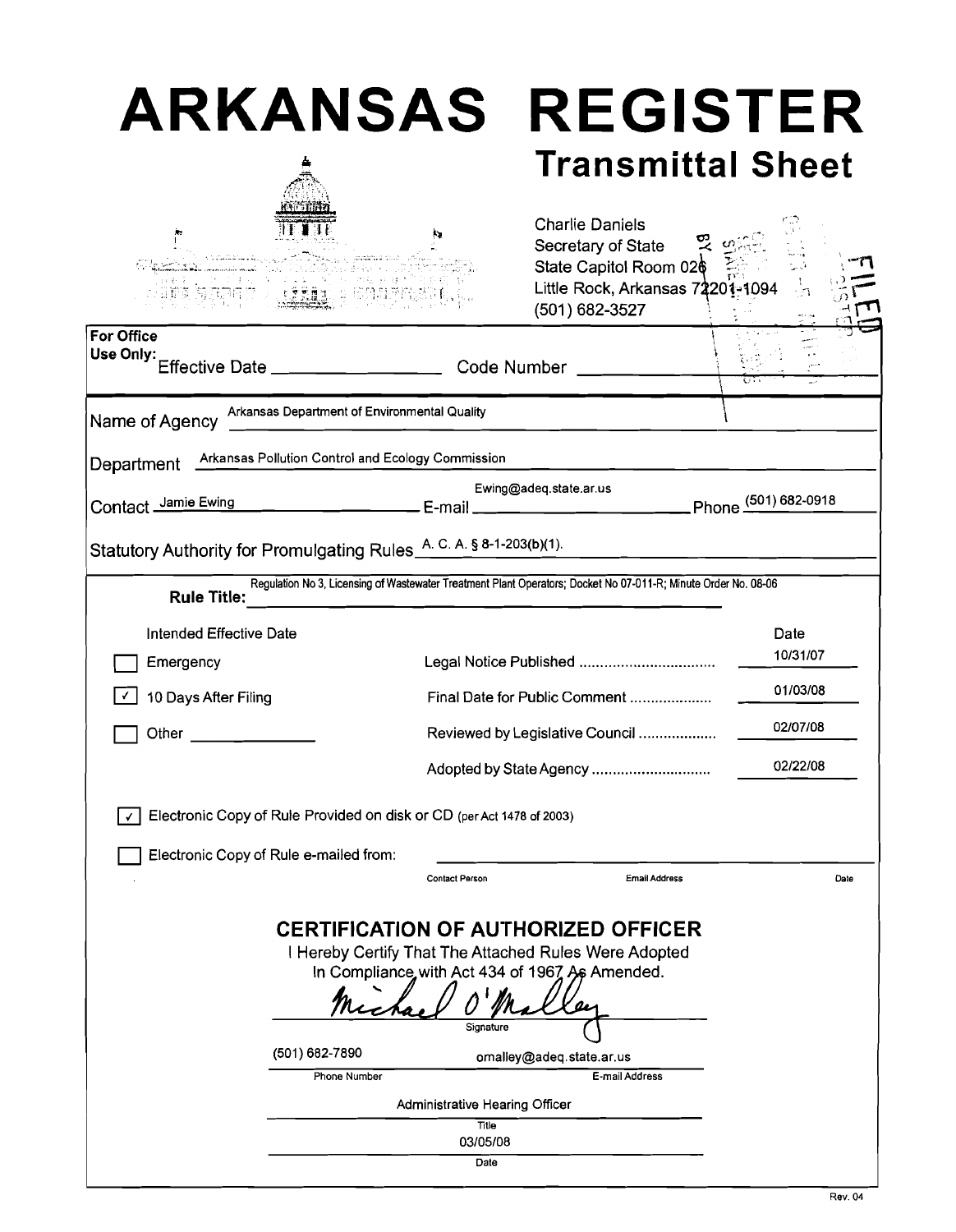# ARKANSAS REGISTER

## Transmittal Sheet

Charlie Daniels
Secretary of State
State Capitol Room 026
Little Rock, Arkansas 72201-1094
(501) 682-3527

FILED

**For Office Use Only:** Effective Date ________________ Code Number ________________

Name of Agency: Arkansas Department of Environmental Quality

Department: Arkansas Pollution Control and Ecology Commission

Contact: Jamie Ewing  E-mail: Ewing@adeq.state.ar.us  Phone: (501) 682-0918

Statutory Authority for Promulgating Rules: A. C. A. § 8-1-203(b)(1).

**Rule Title:** Regulation No 3, Licensing of Wastewater Treatment Plant Operators; Docket No 07-011-R; Minute Order No. 08-06

| Intended Effective Date | | Date |
|---|---|---|
| ☐ Emergency | Legal Notice Published | 10/31/07 |
| ☑ 10 Days After Filing | Final Date for Public Comment | 01/03/08 |
| ☐ Other ______ | Reviewed by Legislative Council | 02/07/08 |
| | Adopted by State Agency | 02/22/08 |

☑ Electronic Copy of Rule Provided on disk or CD (per Act 1478 of 2003)

☐ Electronic Copy of Rule e-mailed from: ________________

Contact Person  Email Address  Date

## CERTIFICATION OF AUTHORIZED OFFICER

I Hereby Certify That The Attached Rules Were Adopted In Compliance with Act 434 of 1967 As Amended.

Michael O'Malley
Signature

(501) 682-7890  omalley@adeq.state.ar.us
Phone Number  E-mail Address

Administrative Hearing Officer
Title

03/05/08
Date

Rev. 04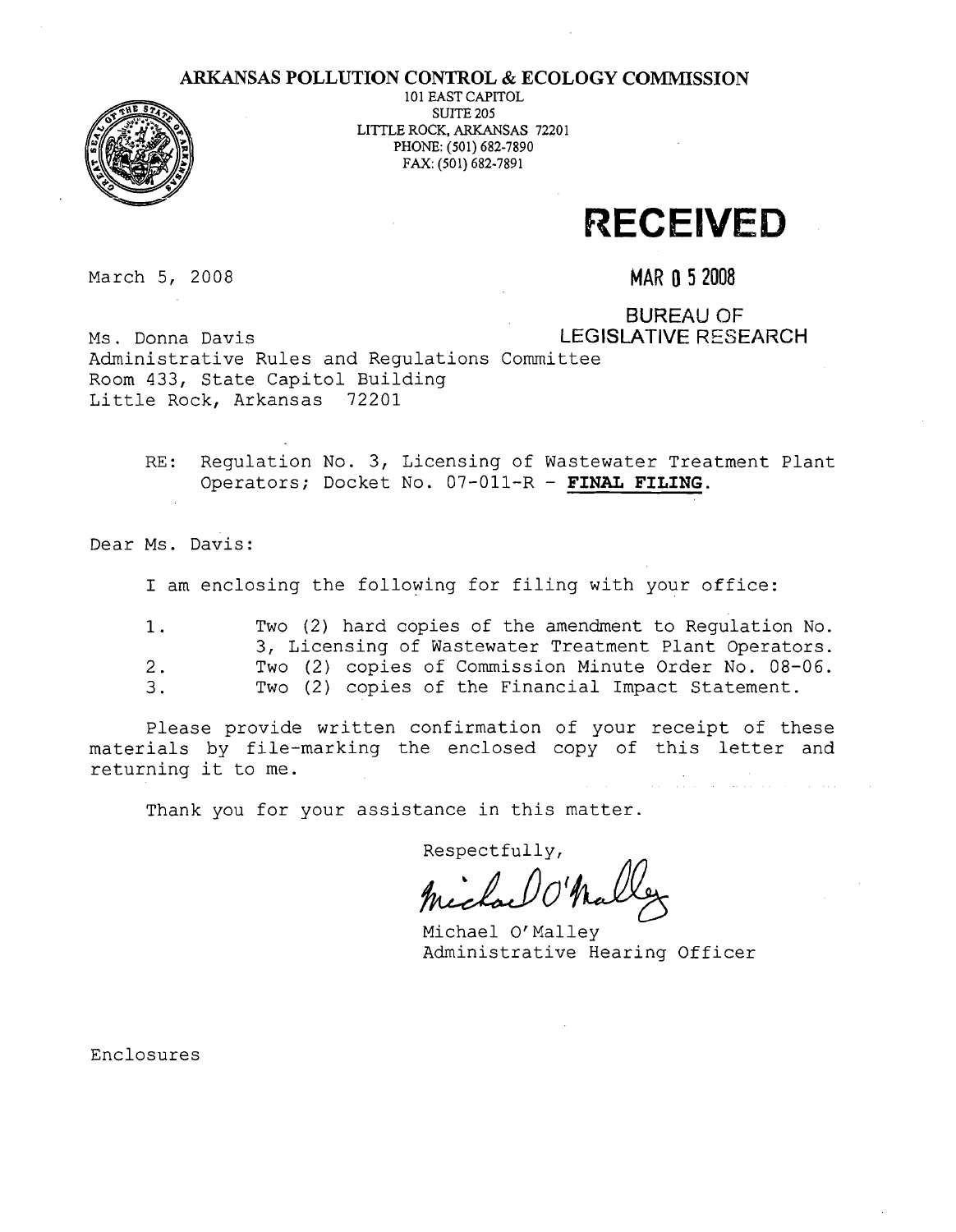# ARKANSAS POLLUTION CONTROL & ECOLOGY COMMISSION

101 EAST CAPITOL
SUITE 205
LITTLE ROCK, ARKANSAS 72201
PHONE: (501) 682-7890
FAX: (501) 682-7891

**RECEIVED**

**MAR 0 5 2008**

BUREAU OF
LEGISLATIVE RESEARCH

March 5, 2008

Ms. Donna Davis
Administrative Rules and Regulations Committee
Room 433, State Capitol Building
Little Rock, Arkansas 72201

RE: Regulation No. 3, Licensing of Wastewater Treatment Plant Operators; Docket No. 07-011-R - **FINAL FILING**.

Dear Ms. Davis:

I am enclosing the following for filing with your office:

1. Two (2) hard copies of the amendment to Regulation No. 3, Licensing of Wastewater Treatment Plant Operators.
2. Two (2) copies of Commission Minute Order No. 08-06.
3. Two (2) copies of the Financial Impact Statement.

Please provide written confirmation of your receipt of these materials by file-marking the enclosed copy of this letter and returning it to me.

Thank you for your assistance in this matter.

Respectfully,

Michael O'Malley

Michael O'Malley
Administrative Hearing Officer

Enclosures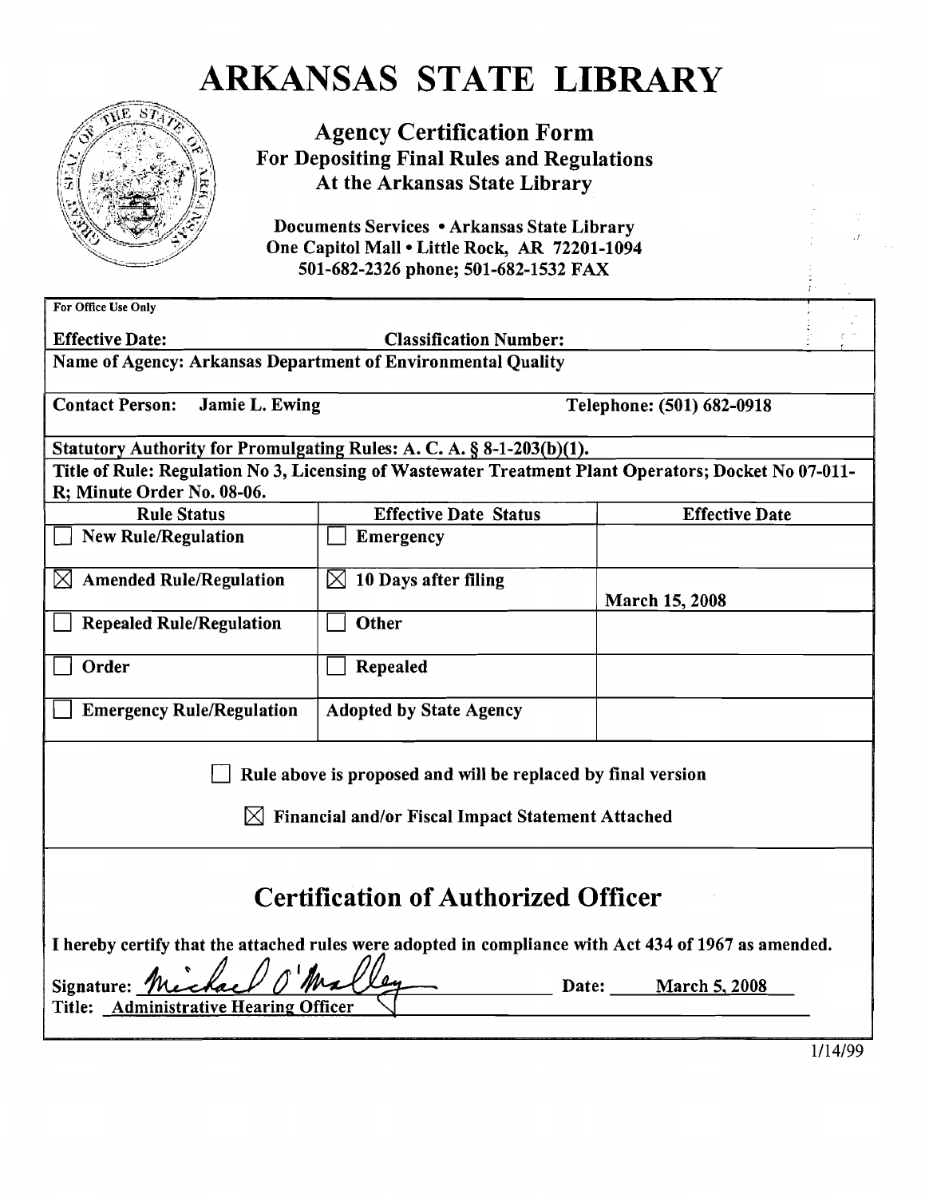# ARKANSAS STATE LIBRARY

## Agency Certification Form
## For Depositing Final Rules and Regulations
## At the Arkansas State Library

**Documents Services • Arkansas State Library**
**One Capitol Mall • Little Rock, AR 72201-1094**
**501-682-2326 phone; 501-682-1532 FAX**

For Office Use Only

**Effective Date:** **Classification Number:**

**Name of Agency: Arkansas Department of Environmental Quality**

**Contact Person: Jamie L. Ewing** **Telephone: (501) 682-0918**

**Statutory Authority for Promulgating Rules: A. C. A. § 8-1-203(b)(1).**

**Title of Rule: Regulation No 3, Licensing of Wastewater Treatment Plant Operators; Docket No 07-011-R; Minute Order No. 08-06.**

| Rule Status | Effective Date Status | Effective Date |
|---|---|---|
| ☐ New Rule/Regulation | ☐ Emergency | |
| ☒ Amended Rule/Regulation | ☒ 10 Days after filing | March 15, 2008 |
| ☐ Repealed Rule/Regulation | ☐ Other | |
| ☐ Order | ☐ Repealed | |
| ☐ Emergency Rule/Regulation | Adopted by State Agency | |

☐ **Rule above is proposed and will be replaced by final version**

☒ **Financial and/or Fiscal Impact Statement Attached**

## Certification of Authorized Officer

**I hereby certify that the attached rules were adopted in compliance with Act 434 of 1967 as amended.**

**Signature:** Michael O'Malley **Date:** March 5, 2008

**Title:** Administrative Hearing Officer

1/14/99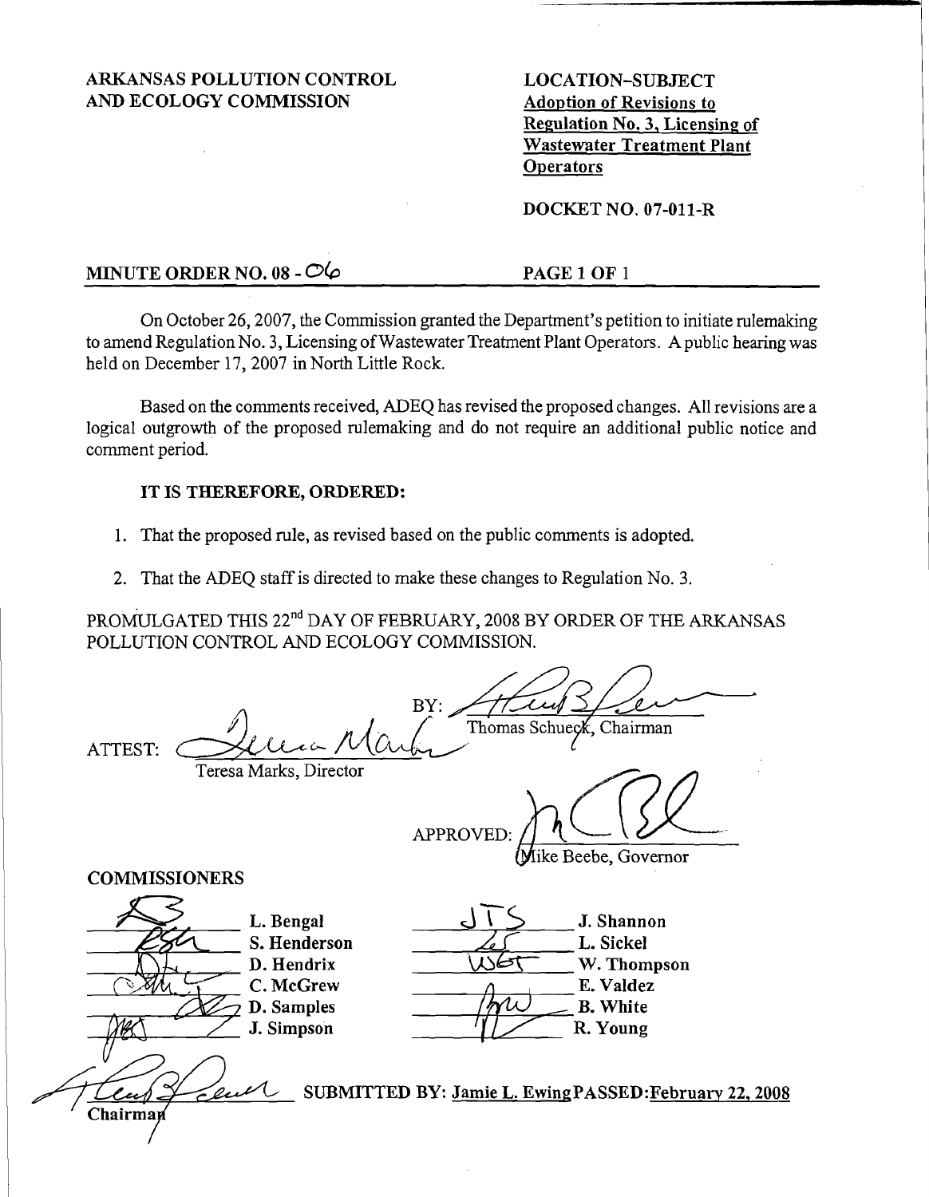ARKANSAS POLLUTION CONTROL AND ECOLOGY COMMISSION

LOCATION-SUBJECT
Adoption of Revisions to Regulation No. 3, Licensing of Wastewater Treatment Plant Operators

DOCKET NO. 07-011-R

**MINUTE ORDER NO. 08 - 06** **PAGE 1 OF 1**

On October 26, 2007, the Commission granted the Department's petition to initiate rulemaking to amend Regulation No. 3, Licensing of Wastewater Treatment Plant Operators. A public hearing was held on December 17, 2007 in North Little Rock.

Based on the comments received, ADEQ has revised the proposed changes. All revisions are a logical outgrowth of the proposed rulemaking and do not require an additional public notice and comment period.

**IT IS THEREFORE, ORDERED:**

1. That the proposed rule, as revised based on the public comments is adopted.
2. That the ADEQ staff is directed to make these changes to Regulation No. 3.

PROMULGATED THIS 22[nd] DAY OF FEBRUARY, 2008 BY ORDER OF THE ARKANSAS POLLUTION CONTROL AND ECOLOGY COMMISSION.

BY: Thomas Schueck, Chairman

ATTEST: Teresa Marks, Director

APPROVED: Mike Beebe, Governor

**COMMISSIONERS**

| | |
|---|---|
| L. Bengal | J. Shannon |
| S. Henderson | L. Sickel |
| D. Hendrix | W. Thompson |
| C. McGrew | E. Valdez |
| D. Samples | B. White |
| J. Simpson | R. Young |

Chairman

**SUBMITTED BY:** Jamie L. Ewing **PASSED:** February 22, 2008